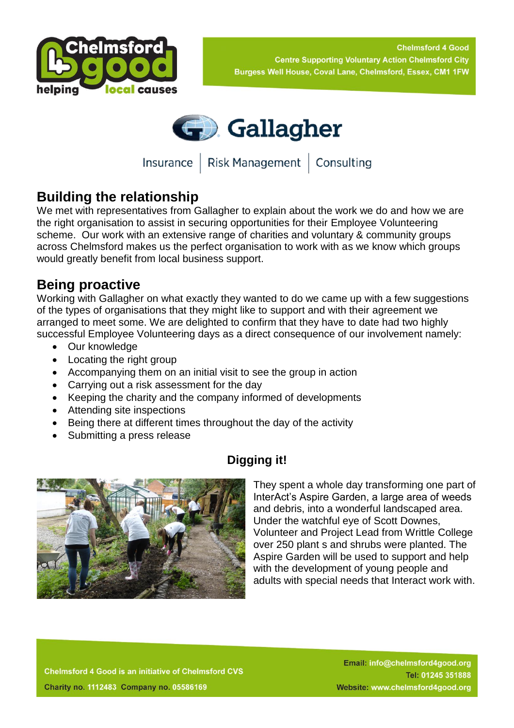Chelmsford 4 Good
Centre Supporting Voluntary Action Chelmsford City
Burgess Well House, Coval Lane, Chelmsford, Essex, CM1 1FW

Gallagher

Insurance | Risk Management | Consulting

## Building the relationship

We met with representatives from Gallagher to explain about the work we do and how we are the right organisation to assist in securing opportunities for their Employee Volunteering scheme. Our work with an extensive range of charities and voluntary & community groups across Chelmsford makes us the perfect organisation to work with as we know which groups would greatly benefit from local business support.

## Being proactive

Working with Gallagher on what exactly they wanted to do we came up with a few suggestions of the types of organisations that they might like to support and with their agreement we arranged to meet some. We are delighted to confirm that they have to date had two highly successful Employee Volunteering days as a direct consequence of our involvement namely:

- Our knowledge
- Locating the right group
- Accompanying them on an initial visit to see the group in action
- Carrying out a risk assessment for the day
- Keeping the charity and the company informed of developments
- Attending site inspections
- Being there at different times throughout the day of the activity
- Submitting a press release

### Digging it!

They spent a whole day transforming one part of InterAct's Aspire Garden, a large area of weeds and debris, into a wonderful landscaped area. Under the watchful eye of Scott Downes, Volunteer and Project Lead from Writtle College over 250 plant s and shrubs were planted. The Aspire Garden will be used to support and help with the development of young people and adults with special needs that Interact work with.

Chelmsford 4 Good is an initiative of Chelmsford CVS
Charity no. 1112483 Company no. 05586169

Email: info@chelmsford4good.org
Tel: 01245 351888
Website: www.chelmsford4good.org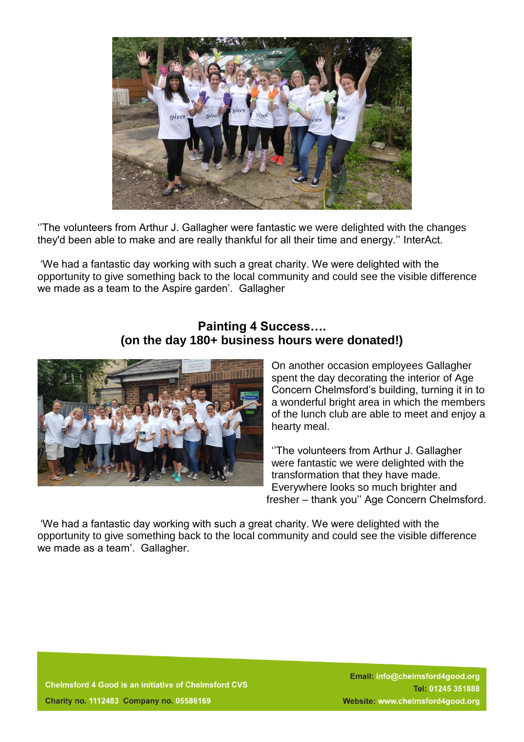''The volunteers from Arthur J. Gallagher were fantastic we were delighted with the changes they'd been able to make and are really thankful for all their time and energy.'' InterAct.

'We had a fantastic day working with such a great charity. We were delighted with the opportunity to give something back to the local community and could see the visible difference we made as a team to the Aspire garden'. Gallagher

## Painting 4 Success….
## (on the day 180+ business hours were donated!)

On another occasion employees Gallagher spent the day decorating the interior of Age Concern Chelmsford's building, turning it in to a wonderful bright area in which the members of the lunch club are able to meet and enjoy a hearty meal.

''The volunteers from Arthur J. Gallagher were fantastic we were delighted with the transformation that they have made. Everywhere looks so much brighter and fresher – thank you'' Age Concern Chelmsford.

'We had a fantastic day working with such a great charity. We were delighted with the opportunity to give something back to the local community and could see the visible difference we made as a team'. Gallagher.

Chelmsford 4 Good is an initiative of Chelmsford CVS

Charity no. 1112483 Company no. 05586169

Email: info@chelmsford4good.org

Tel: 01245 351888

Website: www.chelmsford4good.org